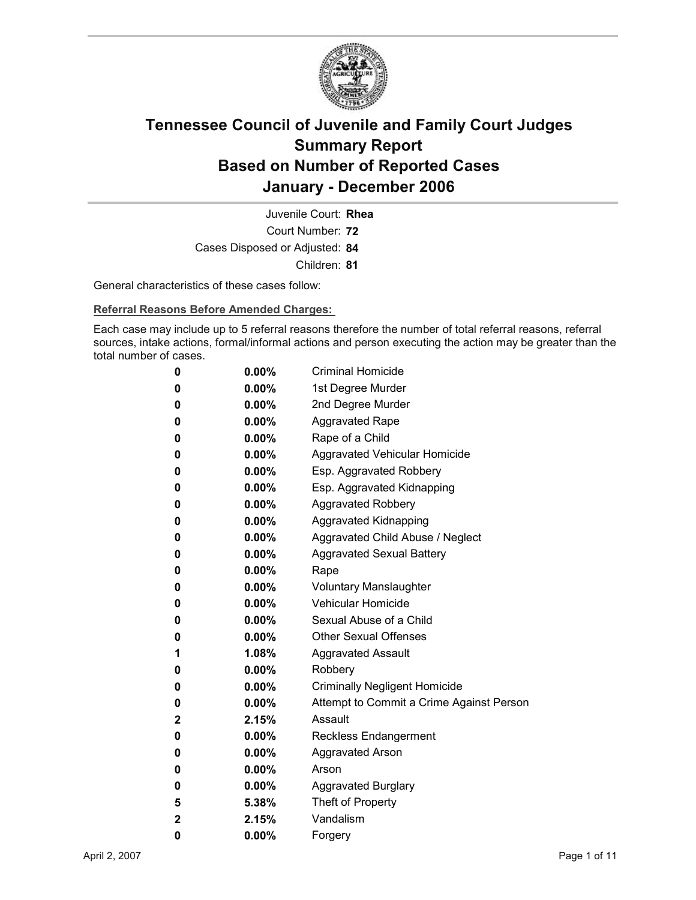# Tennessee Council of Juvenile and Family Court Judges
## Summary Report
## Based on Number of Reported Cases
## January - December 2006

Juvenile Court: **Rhea**

Court Number: **72**

Cases Disposed or Adjusted: **84**

Children: **81**

General characteristics of these cases follow:

**Referral Reasons Before Amended Charges:**

Each case may include up to 5 referral reasons therefore the number of total referral reasons, referral sources, intake actions, formal/informal actions and person executing the action may be greater than the total number of cases.

| | | |
|---|---|---|
| 0 | 0.00% | Criminal Homicide |
| 0 | 0.00% | 1st Degree Murder |
| 0 | 0.00% | 2nd Degree Murder |
| 0 | 0.00% | Aggravated Rape |
| 0 | 0.00% | Rape of a Child |
| 0 | 0.00% | Aggravated Vehicular Homicide |
| 0 | 0.00% | Esp. Aggravated Robbery |
| 0 | 0.00% | Esp. Aggravated Kidnapping |
| 0 | 0.00% | Aggravated Robbery |
| 0 | 0.00% | Aggravated Kidnapping |
| 0 | 0.00% | Aggravated Child Abuse / Neglect |
| 0 | 0.00% | Aggravated Sexual Battery |
| 0 | 0.00% | Rape |
| 0 | 0.00% | Voluntary Manslaughter |
| 0 | 0.00% | Vehicular Homicide |
| 0 | 0.00% | Sexual Abuse of a Child |
| 0 | 0.00% | Other Sexual Offenses |
| 1 | 1.08% | Aggravated Assault |
| 0 | 0.00% | Robbery |
| 0 | 0.00% | Criminally Negligent Homicide |
| 0 | 0.00% | Attempt to Commit a Crime Against Person |
| 2 | 2.15% | Assault |
| 0 | 0.00% | Reckless Endangerment |
| 0 | 0.00% | Aggravated Arson |
| 0 | 0.00% | Arson |
| 0 | 0.00% | Aggravated Burglary |
| 5 | 5.38% | Theft of Property |
| 2 | 2.15% | Vandalism |
| 0 | 0.00% | Forgery |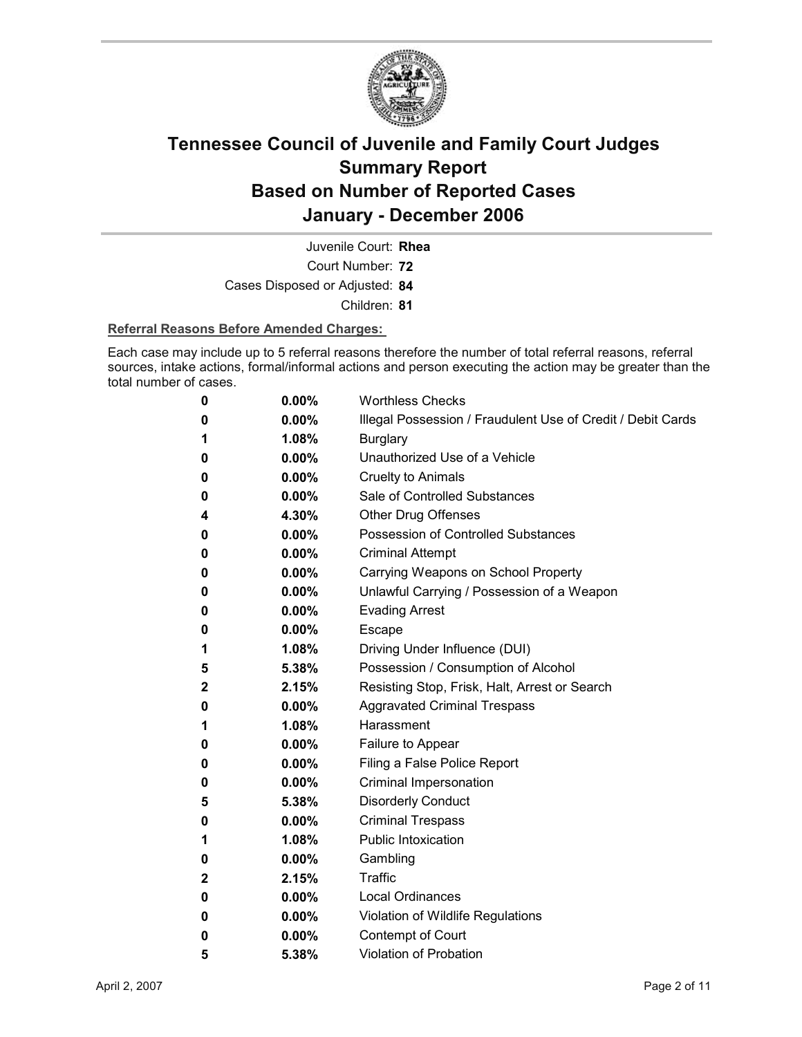# Tennessee Council of Juvenile and Family Court Judges
# Summary Report
# Based on Number of Reported Cases
# January - December 2006

Juvenile Court: **Rhea**
Court Number: **72**
Cases Disposed or Adjusted: **84**
Children: **81**

**Referral Reasons Before Amended Charges:**

Each case may include up to 5 referral reasons therefore the number of total referral reasons, referral sources, intake actions, formal/informal actions and person executing the action may be greater than the total number of cases.

| | | |
|---|---|---|
| 0 | 0.00% | Worthless Checks |
| 0 | 0.00% | Illegal Possession / Fraudulent Use of Credit / Debit Cards |
| 1 | 1.08% | Burglary |
| 0 | 0.00% | Unauthorized Use of a Vehicle |
| 0 | 0.00% | Cruelty to Animals |
| 0 | 0.00% | Sale of Controlled Substances |
| 4 | 4.30% | Other Drug Offenses |
| 0 | 0.00% | Possession of Controlled Substances |
| 0 | 0.00% | Criminal Attempt |
| 0 | 0.00% | Carrying Weapons on School Property |
| 0 | 0.00% | Unlawful Carrying / Possession of a Weapon |
| 0 | 0.00% | Evading Arrest |
| 0 | 0.00% | Escape |
| 1 | 1.08% | Driving Under Influence (DUI) |
| 5 | 5.38% | Possession / Consumption of Alcohol |
| 2 | 2.15% | Resisting Stop, Frisk, Halt, Arrest or Search |
| 0 | 0.00% | Aggravated Criminal Trespass |
| 1 | 1.08% | Harassment |
| 0 | 0.00% | Failure to Appear |
| 0 | 0.00% | Filing a False Police Report |
| 0 | 0.00% | Criminal Impersonation |
| 5 | 5.38% | Disorderly Conduct |
| 0 | 0.00% | Criminal Trespass |
| 1 | 1.08% | Public Intoxication |
| 0 | 0.00% | Gambling |
| 2 | 2.15% | Traffic |
| 0 | 0.00% | Local Ordinances |
| 0 | 0.00% | Violation of Wildlife Regulations |
| 0 | 0.00% | Contempt of Court |
| 5 | 5.38% | Violation of Probation |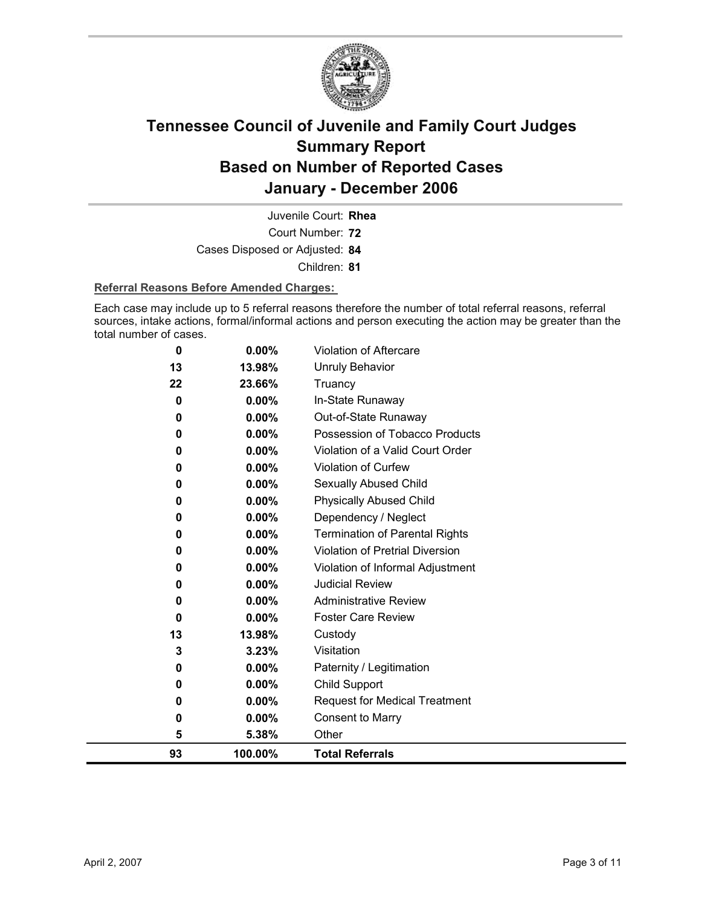# Tennessee Council of Juvenile and Family Court Judges
# Summary Report
# Based on Number of Reported Cases
# January - December 2006

Juvenile Court: **Rhea**

Court Number: **72**

Cases Disposed or Adjusted: **84**

Children: **81**

**Referral Reasons Before Amended Charges:**

Each case may include up to 5 referral reasons therefore the number of total referral reasons, referral sources, intake actions, formal/informal actions and person executing the action may be greater than the total number of cases.

| | | |
|---|---|---|
| 0 | 0.00% | Violation of Aftercare |
| 13 | 13.98% | Unruly Behavior |
| 22 | 23.66% | Truancy |
| 0 | 0.00% | In-State Runaway |
| 0 | 0.00% | Out-of-State Runaway |
| 0 | 0.00% | Possession of Tobacco Products |
| 0 | 0.00% | Violation of a Valid Court Order |
| 0 | 0.00% | Violation of Curfew |
| 0 | 0.00% | Sexually Abused Child |
| 0 | 0.00% | Physically Abused Child |
| 0 | 0.00% | Dependency / Neglect |
| 0 | 0.00% | Termination of Parental Rights |
| 0 | 0.00% | Violation of Pretrial Diversion |
| 0 | 0.00% | Violation of Informal Adjustment |
| 0 | 0.00% | Judicial Review |
| 0 | 0.00% | Administrative Review |
| 0 | 0.00% | Foster Care Review |
| 13 | 13.98% | Custody |
| 3 | 3.23% | Visitation |
| 0 | 0.00% | Paternity / Legitimation |
| 0 | 0.00% | Child Support |
| 0 | 0.00% | Request for Medical Treatment |
| 0 | 0.00% | Consent to Marry |
| 5 | 5.38% | Other |
| **93** | **100.00%** | **Total Referrals** |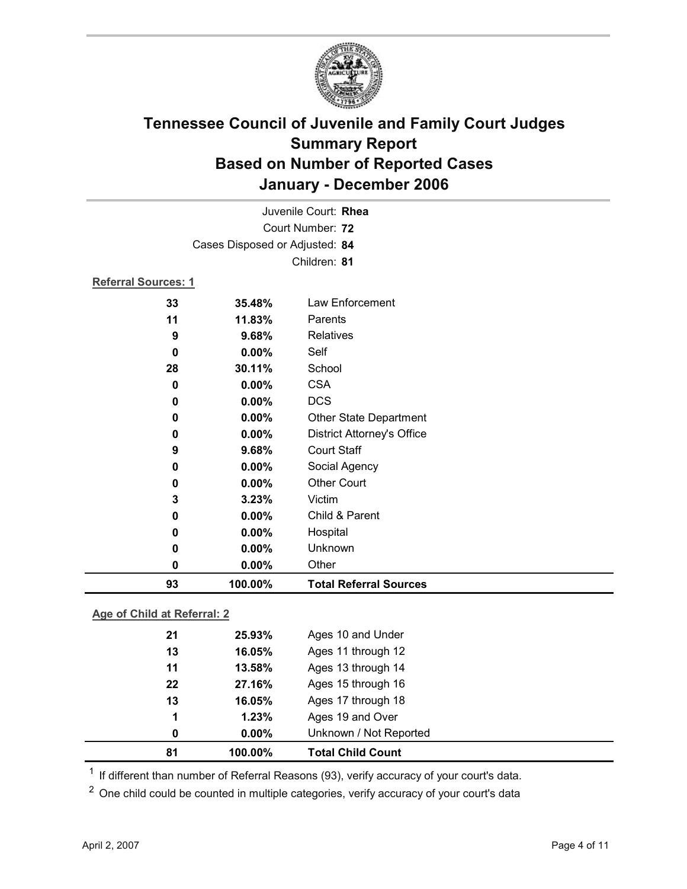# Tennessee Council of Juvenile and Family Court Judges
## Summary Report
## Based on Number of Reported Cases
## January - December 2006

Juvenile Court: **Rhea**

Court Number: **72**

Cases Disposed or Adjusted: **84**

Children: **81**

**Referral Sources: 1**

| Count | Percent | Source |
|---|---|---|
| 33 | 35.48% | Law Enforcement |
| 11 | 11.83% | Parents |
| 9 | 9.68% | Relatives |
| 0 | 0.00% | Self |
| 28 | 30.11% | School |
| 0 | 0.00% | CSA |
| 0 | 0.00% | DCS |
| 0 | 0.00% | Other State Department |
| 0 | 0.00% | District Attorney's Office |
| 9 | 9.68% | Court Staff |
| 0 | 0.00% | Social Agency |
| 0 | 0.00% | Other Court |
| 3 | 3.23% | Victim |
| 0 | 0.00% | Child & Parent |
| 0 | 0.00% | Hospital |
| 0 | 0.00% | Unknown |
| 0 | 0.00% | Other |
| **93** | **100.00%** | **Total Referral Sources** |

**Age of Child at Referral: 2**

| Count | Percent | Age |
|---|---|---|
| 21 | 25.93% | Ages 10 and Under |
| 13 | 16.05% | Ages 11 through 12 |
| 11 | 13.58% | Ages 13 through 14 |
| 22 | 27.16% | Ages 15 through 16 |
| 13 | 16.05% | Ages 17 through 18 |
| 1 | 1.23% | Ages 19 and Over |
| 0 | 0.00% | Unknown / Not Reported |
| **81** | **100.00%** | **Total Child Count** |

[1] If different than number of Referral Reasons (93), verify accuracy of your court's data.

[2] One child could be counted in multiple categories, verify accuracy of your court's data

April 2, 2007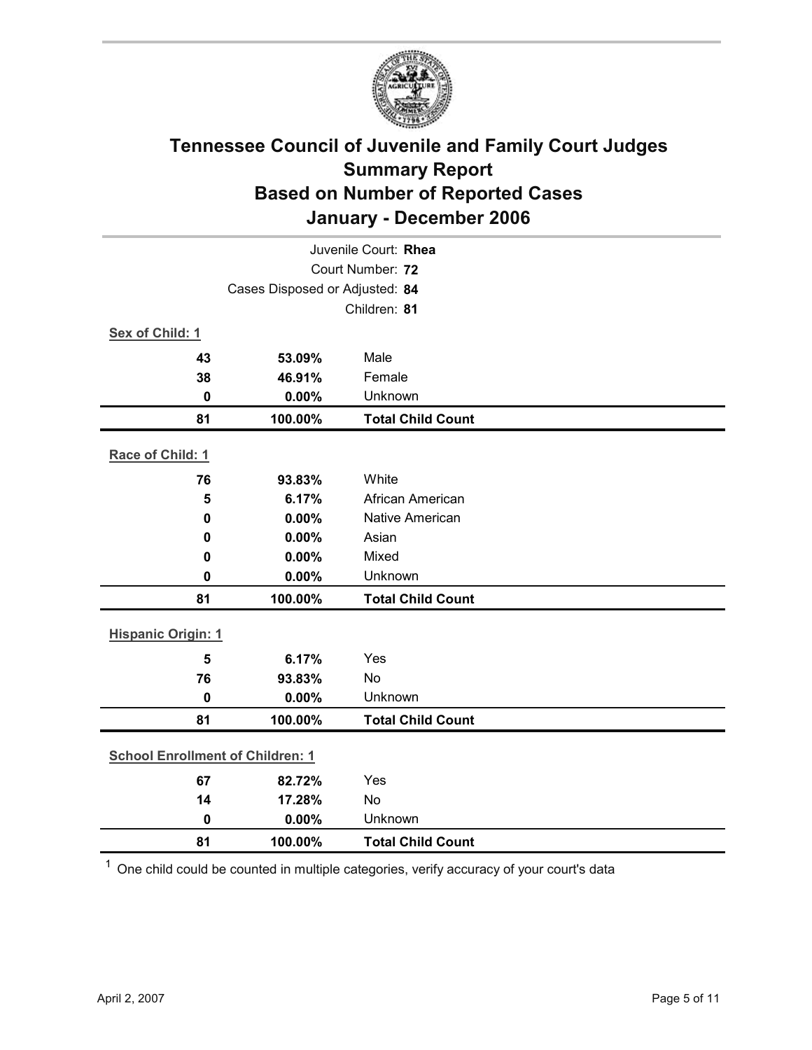# Tennessee Council of Juvenile and Family Court Judges
## Summary Report
## Based on Number of Reported Cases
## January - December 2006

Juvenile Court: **Rhea**
Court Number: **72**
Cases Disposed or Adjusted: **84**
Children: **81**

**Sex of Child: 1**

| | | |
|---|---|---|
| **43** | **53.09%** | Male |
| **38** | **46.91%** | Female |
| **0** | **0.00%** | Unknown |
| **81** | **100.00%** | **Total Child Count** |

**Race of Child: 1**

| | | |
|---|---|---|
| **76** | **93.83%** | White |
| **5** | **6.17%** | African American |
| **0** | **0.00%** | Native American |
| **0** | **0.00%** | Asian |
| **0** | **0.00%** | Mixed |
| **0** | **0.00%** | Unknown |
| **81** | **100.00%** | **Total Child Count** |

**Hispanic Origin: 1**

| | | |
|---|---|---|
| **5** | **6.17%** | Yes |
| **76** | **93.83%** | No |
| **0** | **0.00%** | Unknown |
| **81** | **100.00%** | **Total Child Count** |

**School Enrollment of Children: 1**

| | | |
|---|---|---|
| **67** | **82.72%** | Yes |
| **14** | **17.28%** | No |
| **0** | **0.00%** | Unknown |
| **81** | **100.00%** | **Total Child Count** |

[1] One child could be counted in multiple categories, verify accuracy of your court's data

April 2, 2007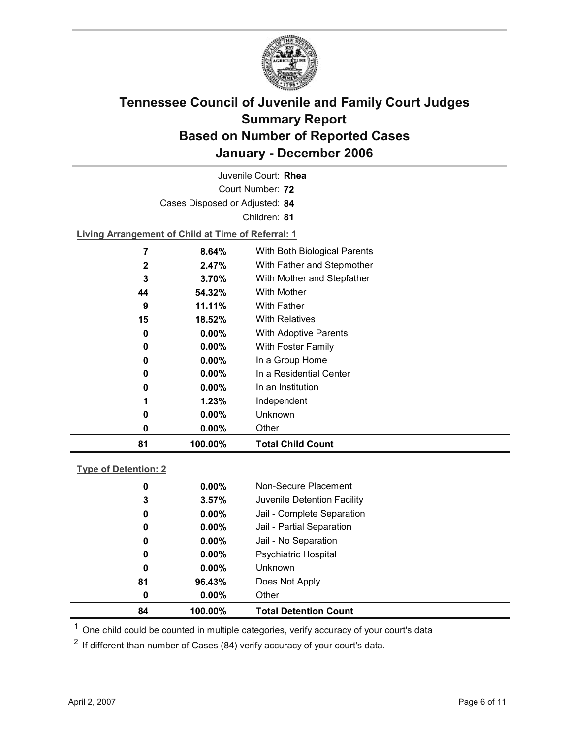# Tennessee Council of Juvenile and Family Court Judges
# Summary Report
# Based on Number of Reported Cases
# January - December 2006

Juvenile Court: **Rhea**

Court Number: **72**

Cases Disposed or Adjusted: **84**

Children: **81**

**Living Arrangement of Child at Time of Referral: 1**

| Count | Percent | Category |
|---|---|---|
| 7 | 8.64% | With Both Biological Parents |
| 2 | 2.47% | With Father and Stepmother |
| 3 | 3.70% | With Mother and Stepfather |
| 44 | 54.32% | With Mother |
| 9 | 11.11% | With Father |
| 15 | 18.52% | With Relatives |
| 0 | 0.00% | With Adoptive Parents |
| 0 | 0.00% | With Foster Family |
| 0 | 0.00% | In a Group Home |
| 0 | 0.00% | In a Residential Center |
| 0 | 0.00% | In an Institution |
| 1 | 1.23% | Independent |
| 0 | 0.00% | Unknown |
| 0 | 0.00% | Other |
| **81** | **100.00%** | **Total Child Count** |

**Type of Detention: 2**

| Count | Percent | Category |
|---|---|---|
| 0 | 0.00% | Non-Secure Placement |
| 3 | 3.57% | Juvenile Detention Facility |
| 0 | 0.00% | Jail - Complete Separation |
| 0 | 0.00% | Jail - Partial Separation |
| 0 | 0.00% | Jail - No Separation |
| 0 | 0.00% | Psychiatric Hospital |
| 0 | 0.00% | Unknown |
| 81 | 96.43% | Does Not Apply |
| 0 | 0.00% | Other |
| **84** | **100.00%** | **Total Detention Count** |

[1] One child could be counted in multiple categories, verify accuracy of your court's data

[2] If different than number of Cases (84) verify accuracy of your court's data.

April 2, 2007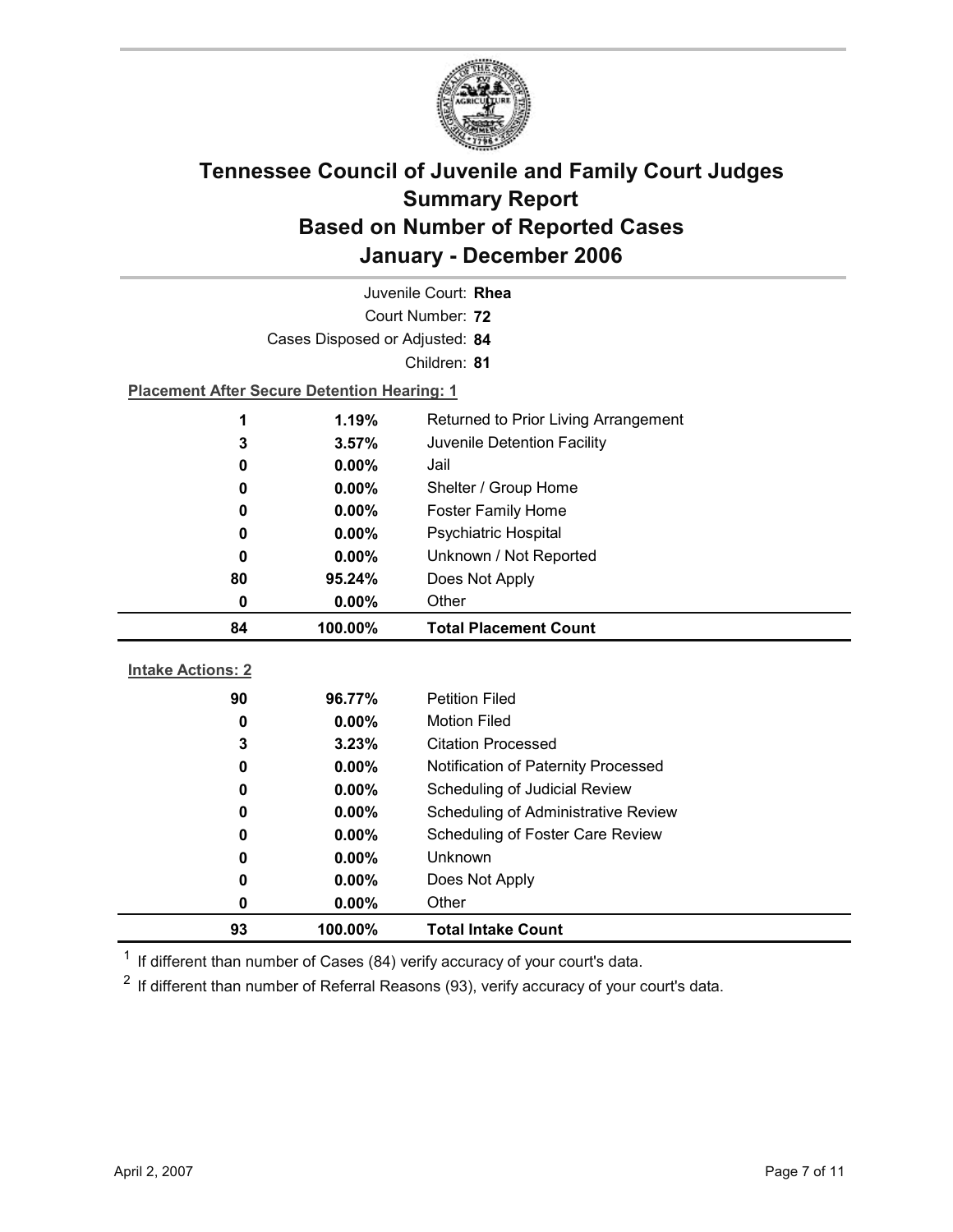# Tennessee Council of Juvenile and Family Court Judges
## Summary Report
## Based on Number of Reported Cases
## January - December 2006

Juvenile Court: **Rhea**

Court Number: **72**

Cases Disposed or Adjusted: **84**

Children: **81**

**Placement After Secure Detention Hearing: 1**

| Count | Percent | Placement |
|---|---|---|
| 1 | 1.19% | Returned to Prior Living Arrangement |
| 3 | 3.57% | Juvenile Detention Facility |
| 0 | 0.00% | Jail |
| 0 | 0.00% | Shelter / Group Home |
| 0 | 0.00% | Foster Family Home |
| 0 | 0.00% | Psychiatric Hospital |
| 0 | 0.00% | Unknown / Not Reported |
| 80 | 95.24% | Does Not Apply |
| 0 | 0.00% | Other |
| **84** | **100.00%** | **Total Placement Count** |

**Intake Actions: 2**

| Count | Percent | Intake Action |
|---|---|---|
| 90 | 96.77% | Petition Filed |
| 0 | 0.00% | Motion Filed |
| 3 | 3.23% | Citation Processed |
| 0 | 0.00% | Notification of Paternity Processed |
| 0 | 0.00% | Scheduling of Judicial Review |
| 0 | 0.00% | Scheduling of Administrative Review |
| 0 | 0.00% | Scheduling of Foster Care Review |
| 0 | 0.00% | Unknown |
| 0 | 0.00% | Does Not Apply |
| 0 | 0.00% | Other |
| **93** | **100.00%** | **Total Intake Count** |

[1] If different than number of Cases (84) verify accuracy of your court's data.

[2] If different than number of Referral Reasons (93), verify accuracy of your court's data.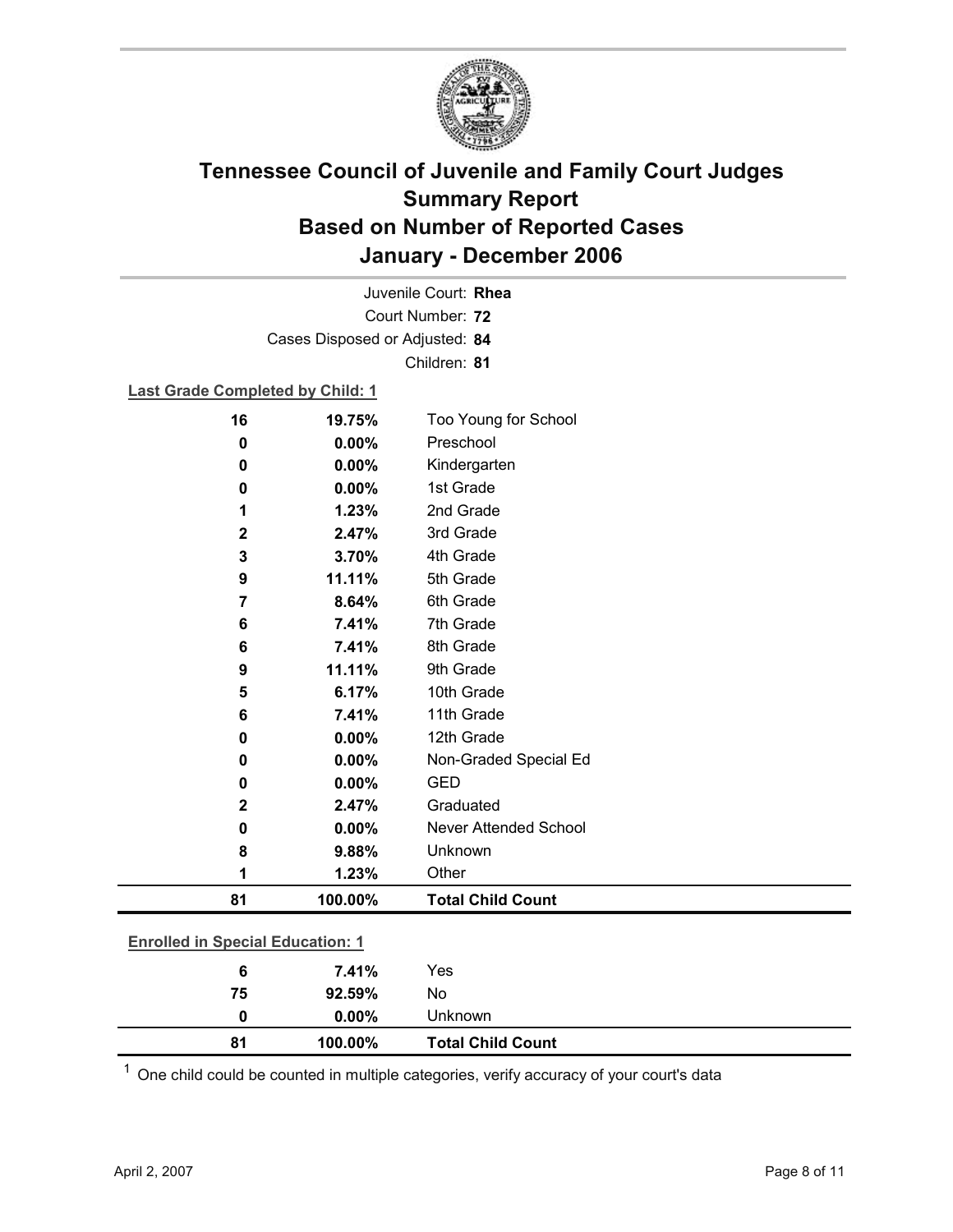# Tennessee Council of Juvenile and Family Court Judges
## Summary Report
## Based on Number of Reported Cases
## January - December 2006

Juvenile Court: **Rhea**
Court Number: **72**
Cases Disposed or Adjusted: **84**
Children: **81**

**Last Grade Completed by Child: 1**

| Count | Percent | Category |
|---|---|---|
| 16 | 19.75% | Too Young for School |
| 0 | 0.00% | Preschool |
| 0 | 0.00% | Kindergarten |
| 0 | 0.00% | 1st Grade |
| 1 | 1.23% | 2nd Grade |
| 2 | 2.47% | 3rd Grade |
| 3 | 3.70% | 4th Grade |
| 9 | 11.11% | 5th Grade |
| 7 | 8.64% | 6th Grade |
| 6 | 7.41% | 7th Grade |
| 6 | 7.41% | 8th Grade |
| 9 | 11.11% | 9th Grade |
| 5 | 6.17% | 10th Grade |
| 6 | 7.41% | 11th Grade |
| 0 | 0.00% | 12th Grade |
| 0 | 0.00% | Non-Graded Special Ed |
| 0 | 0.00% | GED |
| 2 | 2.47% | Graduated |
| 0 | 0.00% | Never Attended School |
| 8 | 9.88% | Unknown |
| 1 | 1.23% | Other |
| **81** | **100.00%** | **Total Child Count** |

**Enrolled in Special Education: 1**

| Count | Percent | Category |
|---|---|---|
| 6 | 7.41% | Yes |
| 75 | 92.59% | No |
| 0 | 0.00% | Unknown |
| **81** | **100.00%** | **Total Child Count** |

[1] One child could be counted in multiple categories, verify accuracy of your court's data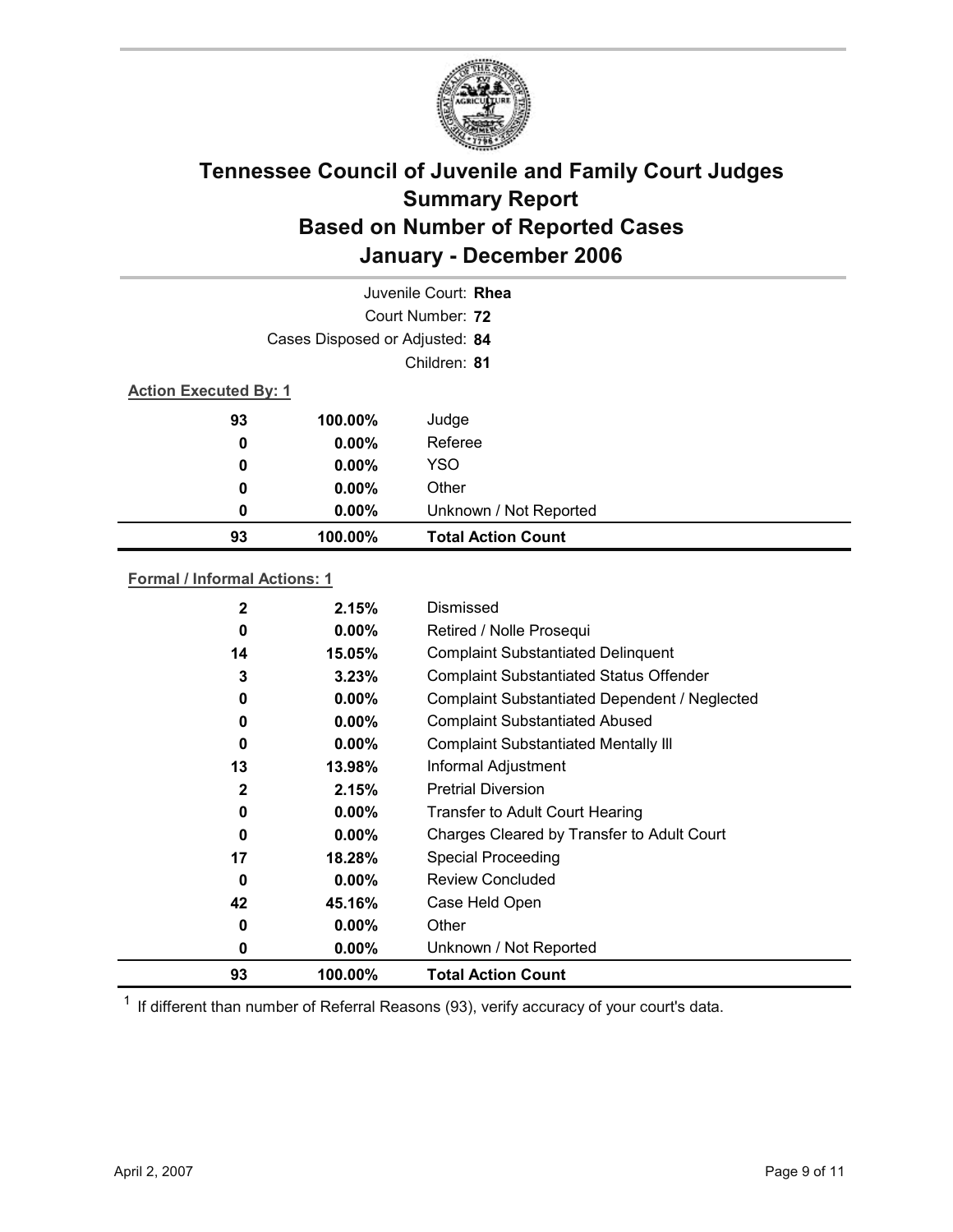# Tennessee Council of Juvenile and Family Court Judges
# Summary Report
# Based on Number of Reported Cases
# January - December 2006

Juvenile Court: **Rhea**

Court Number: **72**

Cases Disposed or Adjusted: **84**

Children: **81**

**Action Executed By: 1**

| | | |
|---|---|---|
| 93 | 100.00% | Judge |
| 0 | 0.00% | Referee |
| 0 | 0.00% | YSO |
| 0 | 0.00% | Other |
| 0 | 0.00% | Unknown / Not Reported |
| **93** | **100.00%** | **Total Action Count** |

**Formal / Informal Actions: 1**

| | | |
|---|---|---|
| 2 | 2.15% | Dismissed |
| 0 | 0.00% | Retired / Nolle Prosequi |
| 14 | 15.05% | Complaint Substantiated Delinquent |
| 3 | 3.23% | Complaint Substantiated Status Offender |
| 0 | 0.00% | Complaint Substantiated Dependent / Neglected |
| 0 | 0.00% | Complaint Substantiated Abused |
| 0 | 0.00% | Complaint Substantiated Mentally Ill |
| 13 | 13.98% | Informal Adjustment |
| 2 | 2.15% | Pretrial Diversion |
| 0 | 0.00% | Transfer to Adult Court Hearing |
| 0 | 0.00% | Charges Cleared by Transfer to Adult Court |
| 17 | 18.28% | Special Proceeding |
| 0 | 0.00% | Review Concluded |
| 42 | 45.16% | Case Held Open |
| 0 | 0.00% | Other |
| 0 | 0.00% | Unknown / Not Reported |
| **93** | **100.00%** | **Total Action Count** |

[1] If different than number of Referral Reasons (93), verify accuracy of your court's data.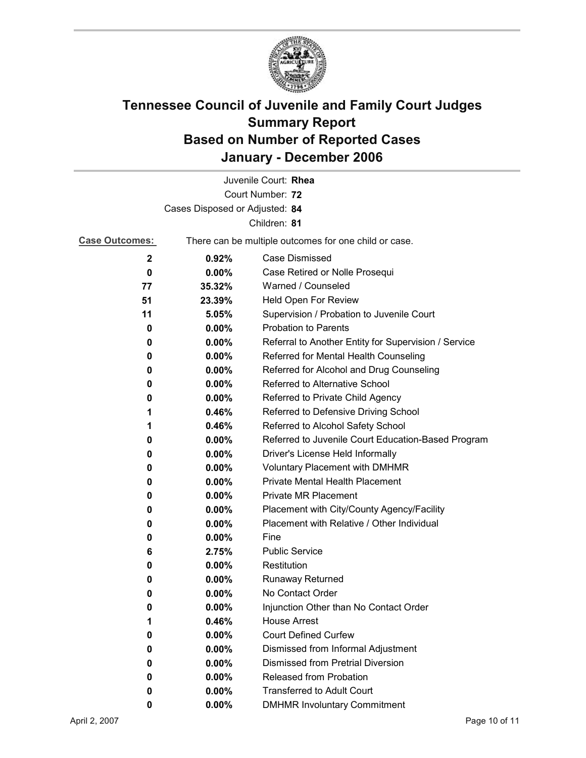# Tennessee Council of Juvenile and Family Court Judges
# Summary Report
# Based on Number of Reported Cases
# January - December 2006

Juvenile Court: **Rhea**
Court Number: **72**
Cases Disposed or Adjusted: **84**
Children: **81**

**Case Outcomes:** There can be multiple outcomes for one child or case.

| Count | Percent | Outcome |
|---|---|---|
| 2 | 0.92% | Case Dismissed |
| 0 | 0.00% | Case Retired or Nolle Prosequi |
| 77 | 35.32% | Warned / Counseled |
| 51 | 23.39% | Held Open For Review |
| 11 | 5.05% | Supervision / Probation to Juvenile Court |
| 0 | 0.00% | Probation to Parents |
| 0 | 0.00% | Referral to Another Entity for Supervision / Service |
| 0 | 0.00% | Referred for Mental Health Counseling |
| 0 | 0.00% | Referred for Alcohol and Drug Counseling |
| 0 | 0.00% | Referred to Alternative School |
| 0 | 0.00% | Referred to Private Child Agency |
| 1 | 0.46% | Referred to Defensive Driving School |
| 1 | 0.46% | Referred to Alcohol Safety School |
| 0 | 0.00% | Referred to Juvenile Court Education-Based Program |
| 0 | 0.00% | Driver's License Held Informally |
| 0 | 0.00% | Voluntary Placement with DMHMR |
| 0 | 0.00% | Private Mental Health Placement |
| 0 | 0.00% | Private MR Placement |
| 0 | 0.00% | Placement with City/County Agency/Facility |
| 0 | 0.00% | Placement with Relative / Other Individual |
| 0 | 0.00% | Fine |
| 6 | 2.75% | Public Service |
| 0 | 0.00% | Restitution |
| 0 | 0.00% | Runaway Returned |
| 0 | 0.00% | No Contact Order |
| 0 | 0.00% | Injunction Other than No Contact Order |
| 1 | 0.46% | House Arrest |
| 0 | 0.00% | Court Defined Curfew |
| 0 | 0.00% | Dismissed from Informal Adjustment |
| 0 | 0.00% | Dismissed from Pretrial Diversion |
| 0 | 0.00% | Released from Probation |
| 0 | 0.00% | Transferred to Adult Court |
| 0 | 0.00% | DMHMR Involuntary Commitment |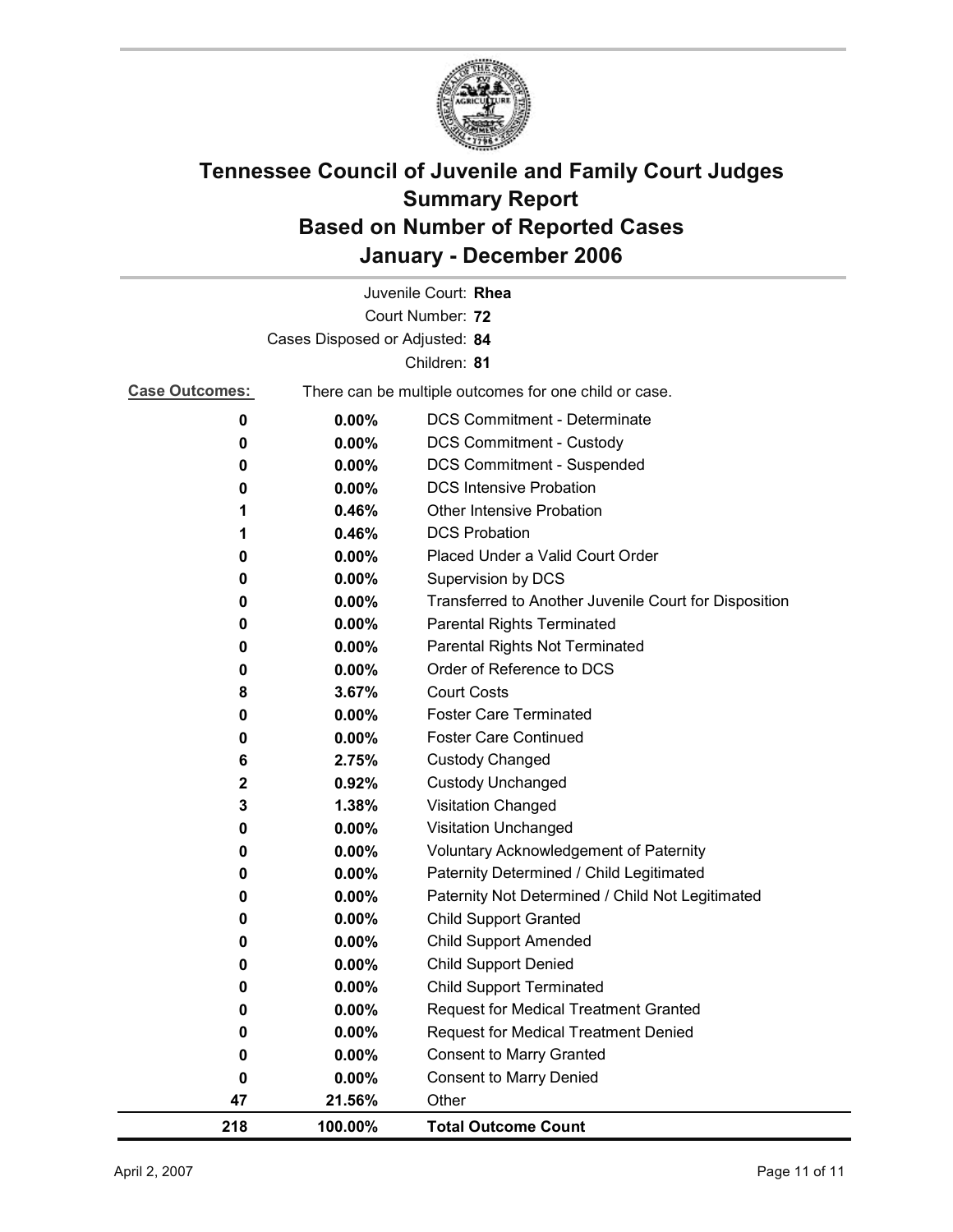# Tennessee Council of Juvenile and Family Court Judges
# Summary Report
# Based on Number of Reported Cases
# January - December 2006

Juvenile Court: **Rhea**

Court Number: **72**

Cases Disposed or Adjusted: **84**

Children: **81**

**Case Outcomes:** There can be multiple outcomes for one child or case.

| | | |
|---|---|---|
| **0** | **0.00%** | DCS Commitment - Determinate |
| **0** | **0.00%** | DCS Commitment - Custody |
| **0** | **0.00%** | DCS Commitment - Suspended |
| **0** | **0.00%** | DCS Intensive Probation |
| **1** | **0.46%** | Other Intensive Probation |
| **1** | **0.46%** | DCS Probation |
| **0** | **0.00%** | Placed Under a Valid Court Order |
| **0** | **0.00%** | Supervision by DCS |
| **0** | **0.00%** | Transferred to Another Juvenile Court for Disposition |
| **0** | **0.00%** | Parental Rights Terminated |
| **0** | **0.00%** | Parental Rights Not Terminated |
| **0** | **0.00%** | Order of Reference to DCS |
| **8** | **3.67%** | Court Costs |
| **0** | **0.00%** | Foster Care Terminated |
| **0** | **0.00%** | Foster Care Continued |
| **6** | **2.75%** | Custody Changed |
| **2** | **0.92%** | Custody Unchanged |
| **3** | **1.38%** | Visitation Changed |
| **0** | **0.00%** | Visitation Unchanged |
| **0** | **0.00%** | Voluntary Acknowledgement of Paternity |
| **0** | **0.00%** | Paternity Determined / Child Legitimated |
| **0** | **0.00%** | Paternity Not Determined / Child Not Legitimated |
| **0** | **0.00%** | Child Support Granted |
| **0** | **0.00%** | Child Support Amended |
| **0** | **0.00%** | Child Support Denied |
| **0** | **0.00%** | Child Support Terminated |
| **0** | **0.00%** | Request for Medical Treatment Granted |
| **0** | **0.00%** | Request for Medical Treatment Denied |
| **0** | **0.00%** | Consent to Marry Granted |
| **0** | **0.00%** | Consent to Marry Denied |
| **47** | **21.56%** | Other |
| **218** | **100.00%** | **Total Outcome Count** |

April 2, 2007